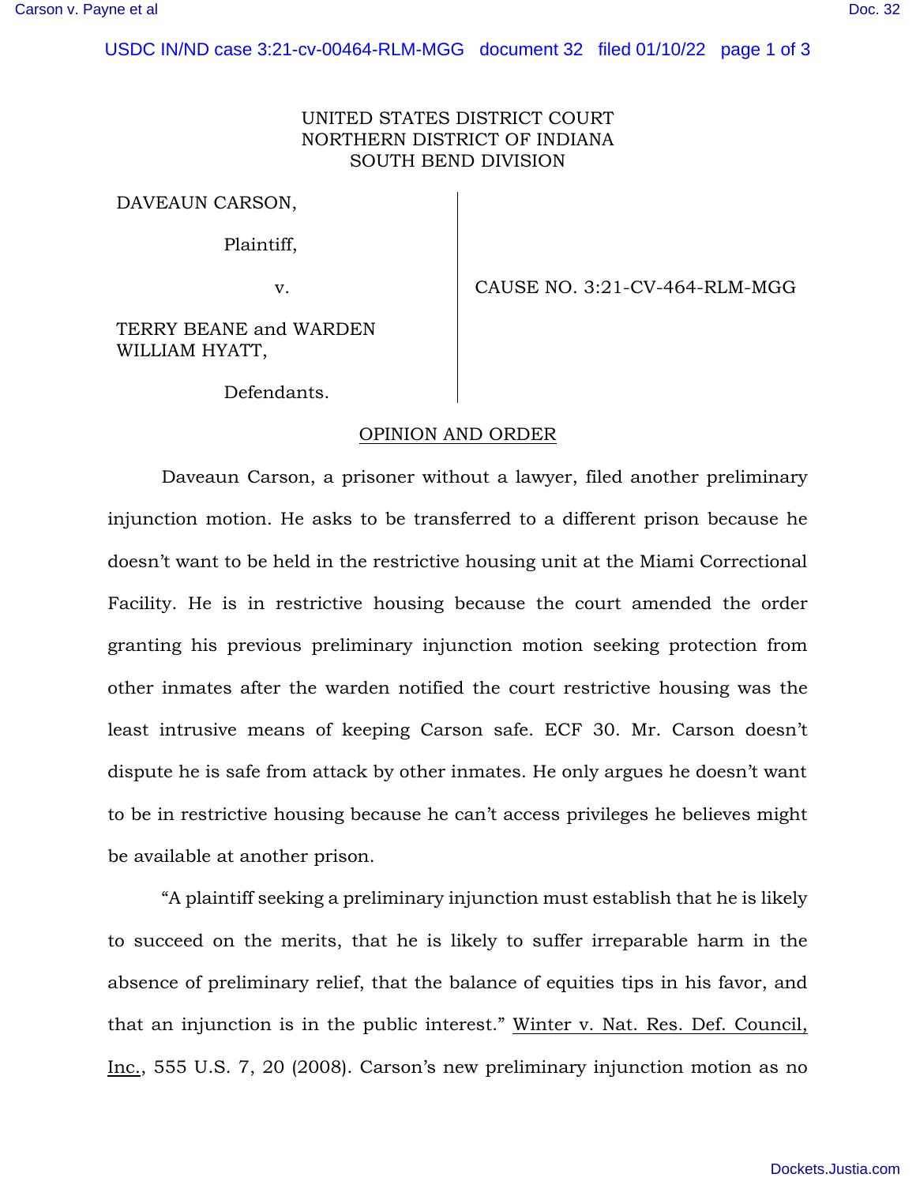UNITED STATES DISTRICT COURT
NORTHERN DISTRICT OF INDIANA
SOUTH BEND DIVISION

DAVEAUN CARSON,

Plaintiff,

v.

TERRY BEANE and WARDEN WILLIAM HYATT,

Defendants.

CAUSE NO. 3:21-CV-464-RLM-MGG

OPINION AND ORDER

Daveaun Carson, a prisoner without a lawyer, filed another preliminary injunction motion. He asks to be transferred to a different prison because he doesn't want to be held in the restrictive housing unit at the Miami Correctional Facility. He is in restrictive housing because the court amended the order granting his previous preliminary injunction motion seeking protection from other inmates after the warden notified the court restrictive housing was the least intrusive means of keeping Carson safe. ECF 30. Mr. Carson doesn't dispute he is safe from attack by other inmates. He only argues he doesn't want to be in restrictive housing because he can't access privileges he believes might be available at another prison.

"A plaintiff seeking a preliminary injunction must establish that he is likely to succeed on the merits, that he is likely to suffer irreparable harm in the absence of preliminary relief, that the balance of equities tips in his favor, and that an injunction is in the public interest." Winter v. Nat. Res. Def. Council, Inc., 555 U.S. 7, 20 (2008). Carson's new preliminary injunction motion as no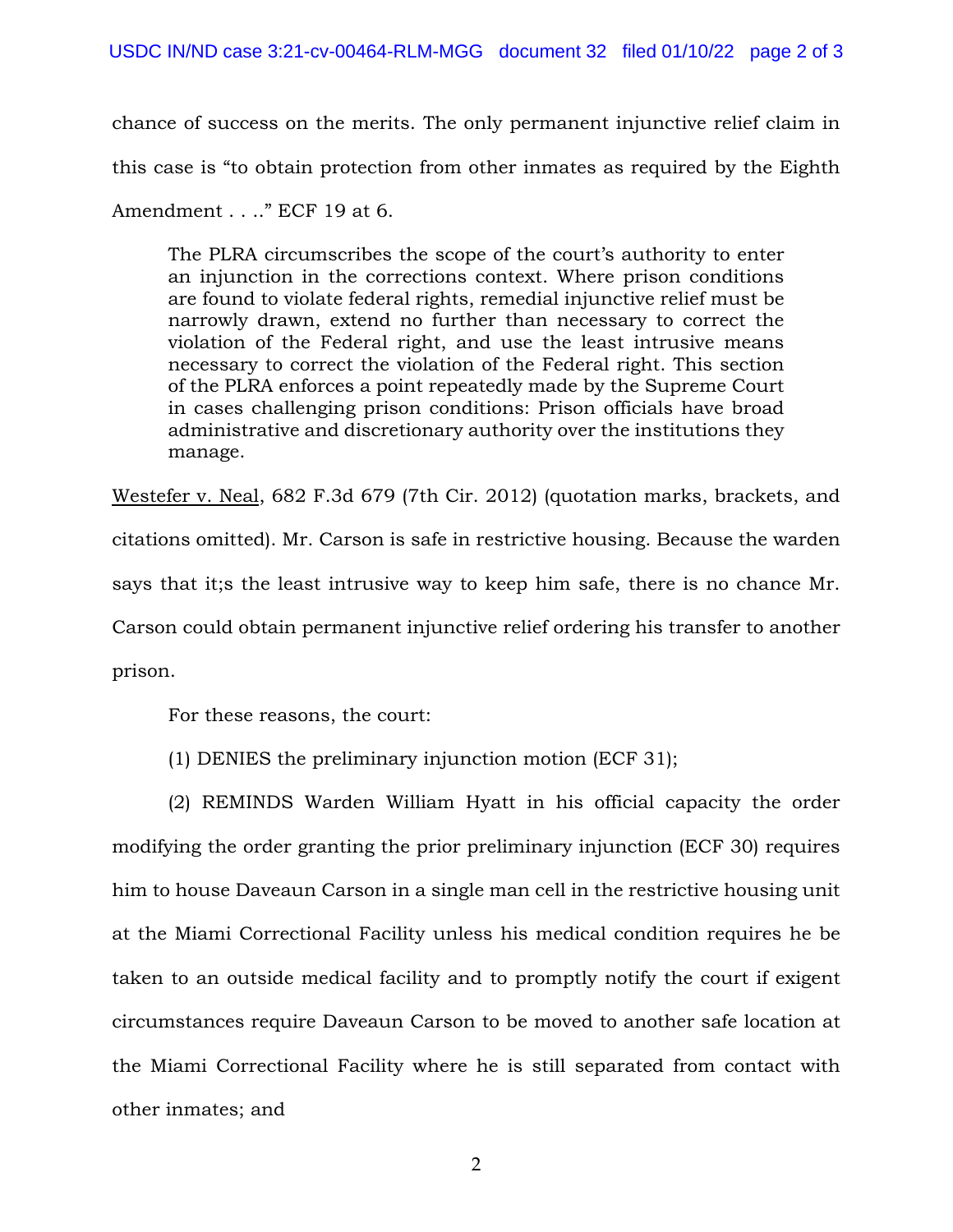chance of success on the merits. The only permanent injunctive relief claim in this case is "to obtain protection from other inmates as required by the Eighth Amendment . . .." ECF 19 at 6.

> The PLRA circumscribes the scope of the court's authority to enter an injunction in the corrections context. Where prison conditions are found to violate federal rights, remedial injunctive relief must be narrowly drawn, extend no further than necessary to correct the violation of the Federal right, and use the least intrusive means necessary to correct the violation of the Federal right. This section of the PLRA enforces a point repeatedly made by the Supreme Court in cases challenging prison conditions: Prison officials have broad administrative and discretionary authority over the institutions they manage.

Westefer v. Neal, 682 F.3d 679 (7th Cir. 2012) (quotation marks, brackets, and citations omitted). Mr. Carson is safe in restrictive housing. Because the warden says that it;s the least intrusive way to keep him safe, there is no chance Mr. Carson could obtain permanent injunctive relief ordering his transfer to another prison.

For these reasons, the court:

(1) DENIES the preliminary injunction motion (ECF 31);

(2) REMINDS Warden William Hyatt in his official capacity the order modifying the order granting the prior preliminary injunction (ECF 30) requires him to house Daveaun Carson in a single man cell in the restrictive housing unit at the Miami Correctional Facility unless his medical condition requires he be taken to an outside medical facility and to promptly notify the court if exigent circumstances require Daveaun Carson to be moved to another safe location at the Miami Correctional Facility where he is still separated from contact with other inmates; and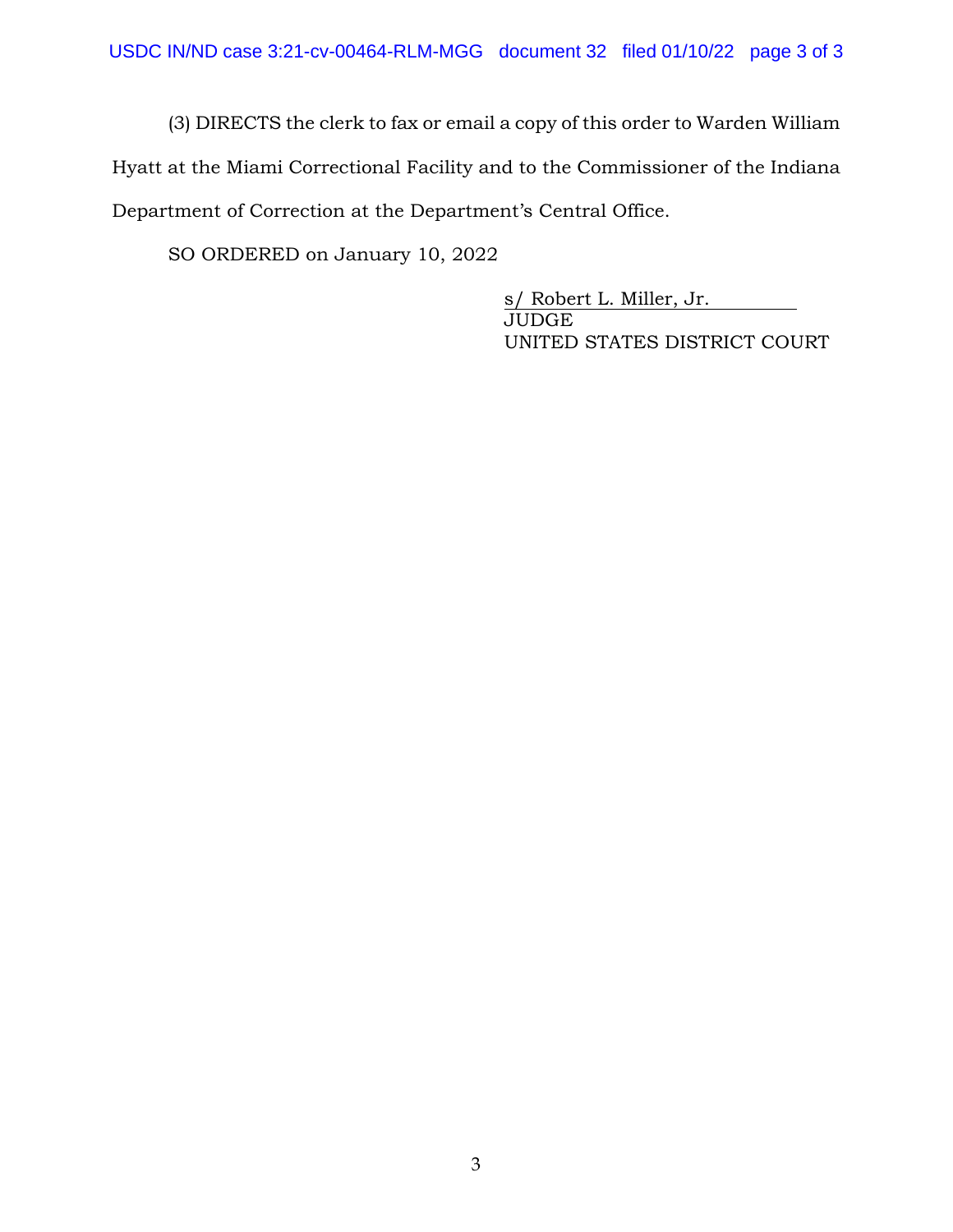(3) DIRECTS the clerk to fax or email a copy of this order to Warden William Hyatt at the Miami Correctional Facility and to the Commissioner of the Indiana Department of Correction at the Department's Central Office.

SO ORDERED on January 10, 2022

s/ Robert L. Miller, Jr.
JUDGE
UNITED STATES DISTRICT COURT